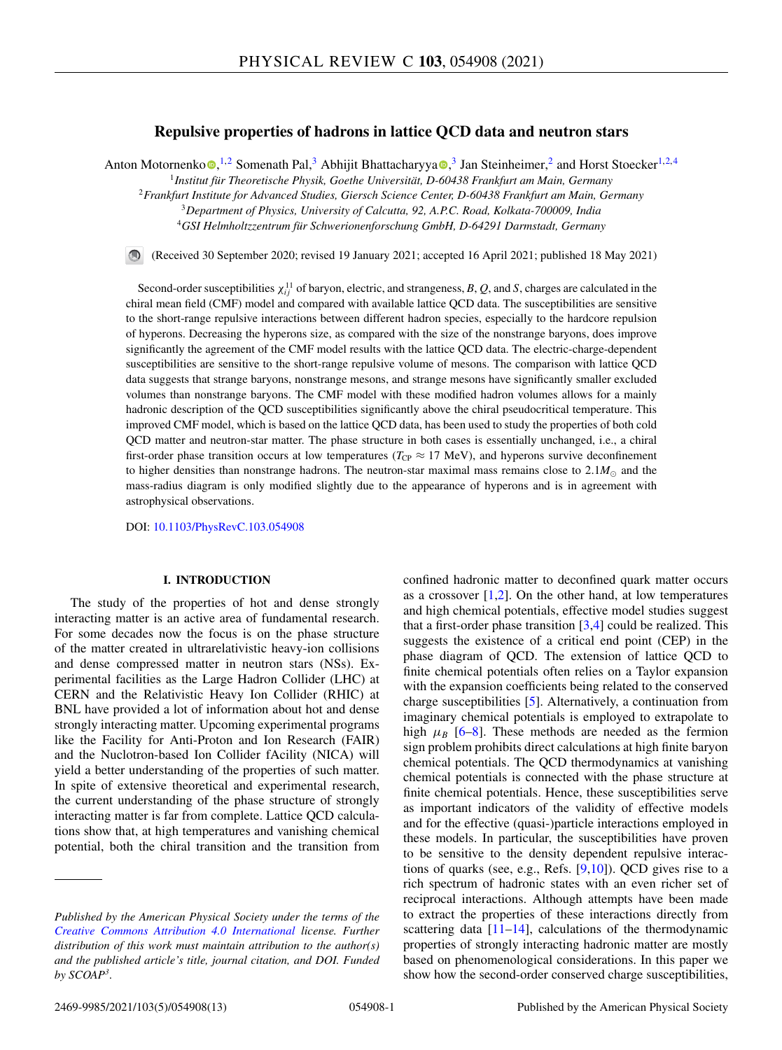# Repulsive properties of hadrons in lattice QCD data and neutron stars

Anton Motornenko[1,2] Somenath Pal[3] Abhijit Bhattacharyya[3] Jan Steinheimer[2] and Horst Stoecker[1,2,4]

[1]*Institut für Theoretische Physik, Goethe Universität, D-60438 Frankfurt am Main, Germany*
[2]*Frankfurt Institute for Advanced Studies, Giersch Science Center, D-60438 Frankfurt am Main, Germany*
[3]*Department of Physics, University of Calcutta, 92, A.P.C. Road, Kolkata-700009, India*
[4]*GSI Helmholtzzentrum für Schwerionenforschung GmbH, D-64291 Darmstadt, Germany*

(Received 30 September 2020; revised 19 January 2021; accepted 16 April 2021; published 18 May 2021)

Second-order susceptibilities $\chi_{ij}^{11}$ of baryon, electric, and strangeness, $B$, $Q$, and $S$, charges are calculated in the chiral mean field (CMF) model and compared with available lattice QCD data. The susceptibilities are sensitive to the short-range repulsive interactions between different hadron species, especially to the hardcore repulsion of hyperons. Decreasing the hyperons size, as compared with the size of the nonstrange baryons, does improve significantly the agreement of the CMF model results with the lattice QCD data. The electric-charge-dependent susceptibilities are sensitive to the short-range repulsive volume of mesons. The comparison with lattice QCD data suggests that strange baryons, nonstrange mesons, and strange mesons have significantly smaller excluded volumes than nonstrange baryons. The CMF model with these modified hadron volumes allows for a mainly hadronic description of the QCD susceptibilities significantly above the chiral pseudocritical temperature. This improved CMF model, which is based on the lattice QCD data, has been used to study the properties of both cold QCD matter and neutron-star matter. The phase structure in both cases is essentially unchanged, i.e., a chiral first-order phase transition occurs at low temperatures ($T_{\rm CP} \approx 17$ MeV), and hyperons survive deconfinement to higher densities than nonstrange hadrons. The neutron-star maximal mass remains close to $2.1M_\odot$ and the mass-radius diagram is only modified slightly due to the appearance of hyperons and is in agreement with astrophysical observations.

DOI: 10.1103/PhysRevC.103.054908

## I. INTRODUCTION

The study of the properties of hot and dense strongly interacting matter is an active area of fundamental research. For some decades now the focus is on the phase structure of the matter created in ultrarelativistic heavy-ion collisions and dense compressed matter in neutron stars (NSs). Experimental facilities as the Large Hadron Collider (LHC) at CERN and the Relativistic Heavy Ion Collider (RHIC) at BNL have provided a lot of information about hot and dense strongly interacting matter. Upcoming experimental programs like the Facility for Anti-Proton and Ion Research (FAIR) and the Nuclotron-based Ion Collider fAcility (NICA) will yield a better understanding of the properties of such matter. In spite of extensive theoretical and experimental research, the current understanding of the phase structure of strongly interacting matter is far from complete. Lattice QCD calculations show that, at high temperatures and vanishing chemical potential, both the chiral transition and the transition from confined hadronic matter to deconfined quark matter occurs as a crossover [1,2]. On the other hand, at low temperatures and high chemical potentials, effective model studies suggest that a first-order phase transition [3,4] could be realized. This suggests the existence of a critical end point (CEP) in the phase diagram of QCD. The extension of lattice QCD to finite chemical potentials often relies on a Taylor expansion with the expansion coefficients being related to the conserved charge susceptibilities [5]. Alternatively, a continuation from imaginary chemical potentials is employed to extrapolate to high $\mu_B$ [6–8]. These methods are needed as the fermion sign problem prohibits direct calculations at high finite baryon chemical potentials. The QCD thermodynamics at vanishing chemical potentials is connected with the phase structure at finite chemical potentials. Hence, these susceptibilities serve as important indicators of the validity of effective models and for the effective (quasi-)particle interactions employed in these models. In particular, the susceptibilities have proven to be sensitive to the density dependent repulsive interactions of quarks (see, e.g., Refs. [9,10]). QCD gives rise to a rich spectrum of hadronic states with an even richer set of reciprocal interactions. Although attempts have been made to extract the properties of these interactions directly from scattering data [11–14], calculations of the thermodynamic properties of strongly interacting hadronic matter are mostly based on phenomenological considerations. In this paper we show how the second-order conserved charge susceptibilities,

*Published by the American Physical Society under the terms of the Creative Commons Attribution 4.0 International license. Further distribution of this work must maintain attribution to the author(s) and the published article's title, journal citation, and DOI. Funded by SCOAP[3].*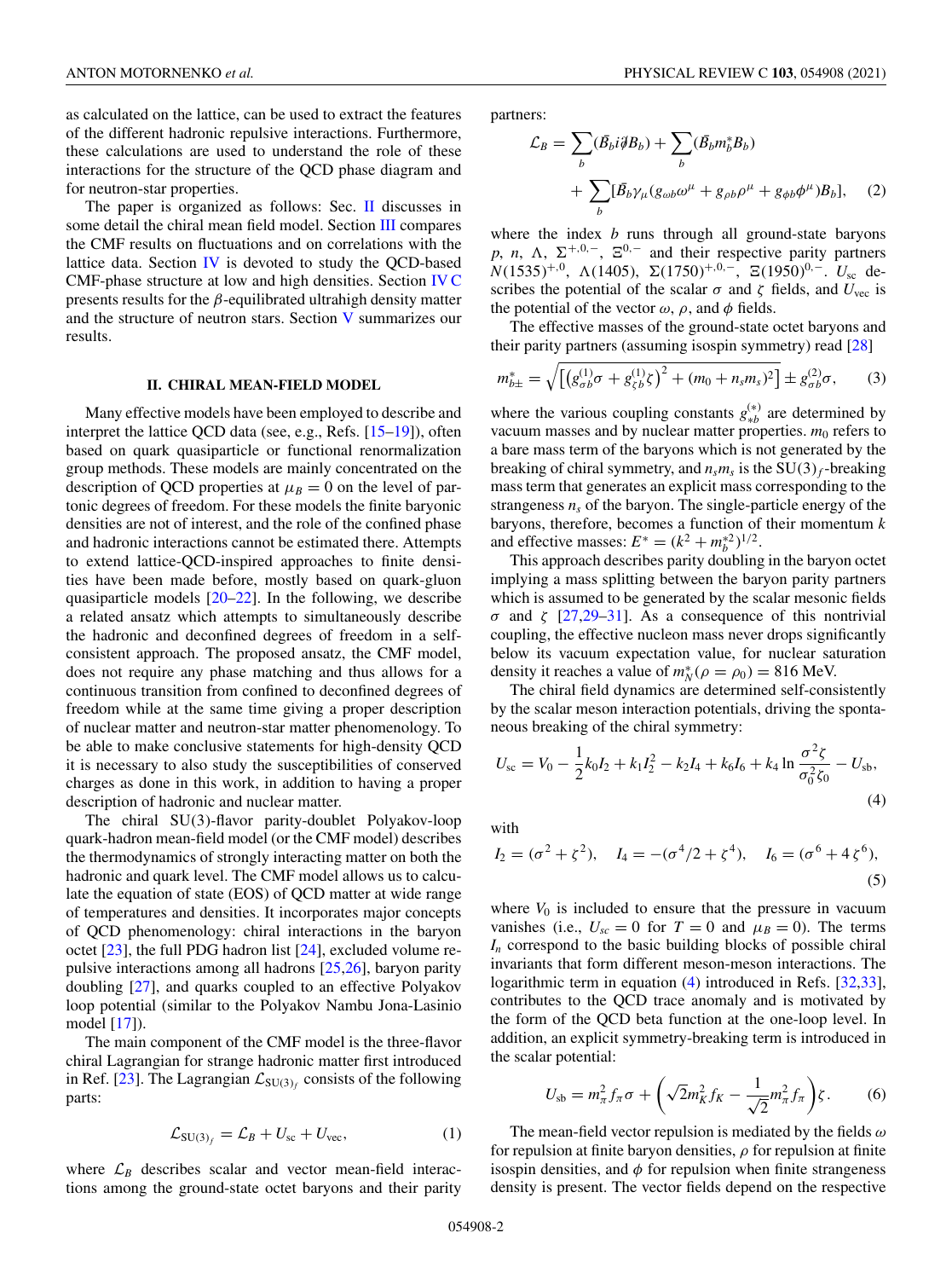as calculated on the lattice, can be used to extract the features of the different hadronic repulsive interactions. Furthermore, these calculations are used to understand the role of these interactions for the structure of the QCD phase diagram and for neutron-star properties.

The paper is organized as follows: Sec. II discusses in some detail the chiral mean field model. Section III compares the CMF results on fluctuations and on correlations with the lattice data. Section IV is devoted to study the QCD-based CMF-phase structure at low and high densities. Section IV C presents results for the $\beta$-equilibrated ultrahigh density matter and the structure of neutron stars. Section V summarizes our results.

## II. CHIRAL MEAN-FIELD MODEL

Many effective models have been employed to describe and interpret the lattice QCD data (see, e.g., Refs. [15–19]), often based on quark quasiparticle or functional renormalization group methods. These models are mainly concentrated on the description of QCD properties at $\mu_B = 0$ on the level of partonic degrees of freedom. For these models the finite baryonic densities are not of interest, and the role of the confined phase and hadronic interactions cannot be estimated there. Attempts to extend lattice-QCD-inspired approaches to finite densities have been made before, mostly based on quark-gluon quasiparticle models [20–22]. In the following, we describe a related ansatz which attempts to simultaneously describe the hadronic and deconfined degrees of freedom in a self-consistent approach. The proposed ansatz, the CMF model, does not require any phase matching and thus allows for a continuous transition from confined to deconfined degrees of freedom while at the same time giving a proper description of nuclear matter and neutron-star matter phenomenology. To be able to make conclusive statements for high-density QCD it is necessary to also study the susceptibilities of conserved charges as done in this work, in addition to having a proper description of hadronic and nuclear matter.

The chiral SU(3)-flavor parity-doublet Polyakov-loop quark-hadron mean-field model (or the CMF model) describes the thermodynamics of strongly interacting matter on both the hadronic and quark level. The CMF model allows us to calculate the equation of state (EOS) of QCD matter at wide range of temperatures and densities. It incorporates major concepts of QCD phenomenology: chiral interactions in the baryon octet [23], the full PDG hadron list [24], excluded volume repulsive interactions among all hadrons [25,26], baryon parity doubling [27], and quarks coupled to an effective Polyakov loop potential (similar to the Polyakov Nambu Jona-Lasinio model [17]).

The main component of the CMF model is the three-flavor chiral Lagrangian for strange hadronic matter first introduced in Ref. [23]. The Lagrangian $\mathcal{L}_{\mathrm{SU}(3)_f}$ consists of the following parts:

$$\mathcal{L}_{\mathrm{SU}(3)_f} = \mathcal{L}_B + U_{\mathrm{sc}} + U_{\mathrm{vec}}, \tag{1}$$

where $\mathcal{L}_B$ describes scalar and vector mean-field interactions among the ground-state octet baryons and their parity partners:

$$\mathcal{L}_B = \sum_b (\bar{B}_b i\partial\!\!\!/ B_b) + \sum_b (\bar{B}_b m_b^* B_b) + \sum_b [\bar{B}_b \gamma_\mu (g_{\omega b}\omega^\mu + g_{\rho b}\rho^\mu + g_{\phi b}\phi^\mu) B_b], \tag{2}$$

where the index $b$ runs through all ground-state baryons $p$, $n$, $\Lambda$, $\Sigma^{+,0,-}$, $\Xi^{0,-}$ and their respective parity partners $N(1535)^{+,0}$, $\Lambda(1405)$, $\Sigma(1750)^{+,0,-}$, $\Xi(1950)^{0,-}$. $U_{\mathrm{sc}}$ describes the potential of the scalar $\sigma$ and $\zeta$ fields, and $U_{\mathrm{vec}}$ is the potential of the vector $\omega$, $\rho$, and $\phi$ fields.

The effective masses of the ground-state octet baryons and their parity partners (assuming isospin symmetry) read [28]

$$m_{b\pm}^* = \sqrt{\left[\left(g_{\sigma b}^{(1)}\sigma + g_{\zeta b}^{(1)}\zeta\right)^2 + (m_0 + n_s m_s)^2\right]} \pm g_{\sigma b}^{(2)}\sigma, \tag{3}$$

where the various coupling constants $g_{*b}^{(*)}$ are determined by vacuum masses and by nuclear matter properties. $m_0$ refers to a bare mass term of the baryons which is not generated by the breaking of chiral symmetry, and $n_s m_s$ is the $\mathrm{SU}(3)_f$-breaking mass term that generates an explicit mass corresponding to the strangeness $n_s$ of the baryon. The single-particle energy of the baryons, therefore, becomes a function of their momentum $k$ and effective masses: $E^* = (k^2 + m_b^{*2})^{1/2}$.

This approach describes parity doubling in the baryon octet implying a mass splitting between the baryon parity partners which is assumed to be generated by the scalar mesonic fields $\sigma$ and $\zeta$ [27,29–31]. As a consequence of this nontrivial coupling, the effective nucleon mass never drops significantly below its vacuum expectation value, for nuclear saturation density it reaches a value of $m_N^*(\rho = \rho_0) = 816$ MeV.

The chiral field dynamics are determined self-consistently by the scalar meson interaction potentials, driving the spontaneous breaking of the chiral symmetry:

$$U_{\mathrm{sc}} = V_0 - \frac{1}{2}k_0 I_2 + k_1 I_2^2 - k_2 I_4 + k_6 I_6 + k_4 \ln\frac{\sigma^2\zeta}{\sigma_0^2\zeta_0} - U_{\mathrm{sb}}, \tag{4}$$

with

$$I_2 = (\sigma^2 + \zeta^2), \quad I_4 = -(\sigma^4/2 + \zeta^4), \quad I_6 = (\sigma^6 + 4\zeta^6), \tag{5}$$

where $V_0$ is included to ensure that the pressure in vacuum vanishes (i.e., $U_{sc} = 0$ for $T = 0$ and $\mu_B = 0$). The terms $I_n$ correspond to the basic building blocks of possible chiral invariants that form different meson-meson interactions. The logarithmic term in equation (4) introduced in Refs. [32,33], contributes to the QCD trace anomaly and is motivated by the form of the QCD beta function at the one-loop level. In addition, an explicit symmetry-breaking term is introduced in the scalar potential:

$$U_{\mathrm{sb}} = m_\pi^2 f_\pi \sigma + \left(\sqrt{2}m_K^2 f_K - \frac{1}{\sqrt{2}}m_\pi^2 f_\pi\right)\zeta. \tag{6}$$

The mean-field vector repulsion is mediated by the fields $\omega$ for repulsion at finite baryon densities, $\rho$ for repulsion at finite isospin densities, and $\phi$ for repulsion when finite strangeness density is present. The vector fields depend on the respective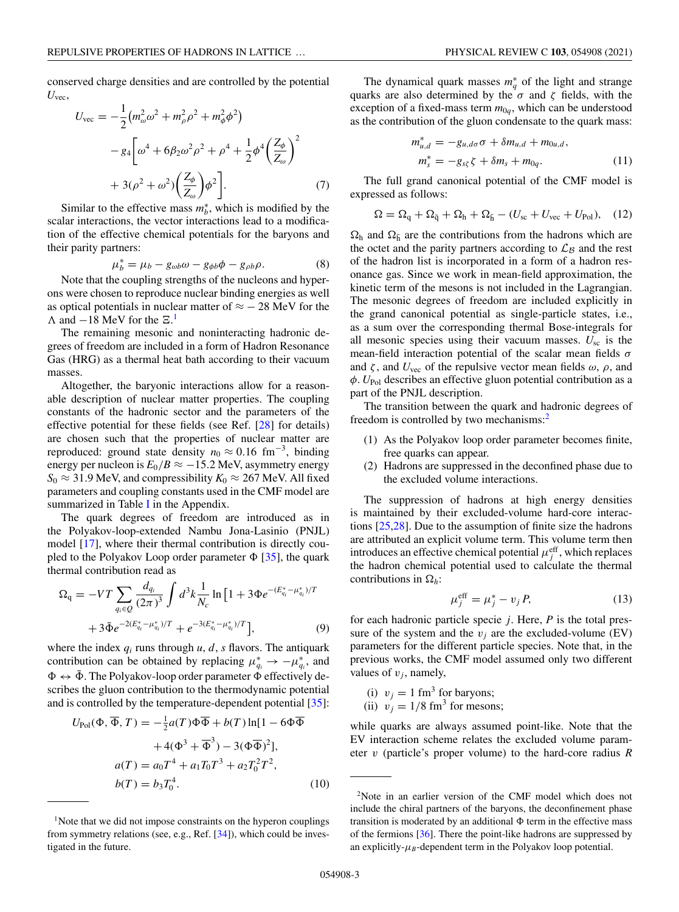conserved charge densities and are controlled by the potential $U_{\text{vec}}$,

$$
\begin{aligned}
U_{\text{vec}} = & -\frac{1}{2}\left(m_\omega^2\omega^2 + m_\rho^2\rho^2 + m_\phi^2\phi^2\right) \\
& - g_4\left[\omega^4 + 6\beta_2\omega^2\rho^2 + \rho^4 + \frac{1}{2}\phi^4\left(\frac{Z_\phi}{Z_\omega}\right)^2 \right. \\
& \left. + 3(\rho^2+\omega^2)\left(\frac{Z_\phi}{Z_\omega}\right)\phi^2\right]. \qquad (7)
\end{aligned}
$$

Similar to the effective mass $m_b^*$, which is modified by the scalar interactions, the vector interactions lead to a modification of the effective chemical potentials for the baryons and their parity partners:

$$
\mu_b^* = \mu_b - g_{\omega b}\omega - g_{\phi b}\phi - g_{\rho b}\rho. \qquad (8)
$$

Note that the coupling strengths of the nucleons and hyperons were chosen to reproduce nuclear binding energies as well as optical potentials in nuclear matter of $\approx -28$ MeV for the $\Lambda$ and $-18$ MeV for the $\Xi$.[1]

The remaining mesonic and noninteracting hadronic degrees of freedom are included in a form of Hadron Resonance Gas (HRG) as a thermal heat bath according to their vacuum masses.

Altogether, the baryonic interactions allow for a reasonable description of nuclear matter properties. The coupling constants of the hadronic sector and the parameters of the effective potential for these fields (see Ref. [28] for details) are chosen such that the properties of nuclear matter are reproduced: ground state density $n_0 \approx 0.16$ fm$^{-3}$, binding energy per nucleon is $E_0/B \approx -15.2$ MeV, asymmetry energy $S_0 \approx 31.9$ MeV, and compressibility $K_0 \approx 267$ MeV. All fixed parameters and coupling constants used in the CMF model are summarized in Table I in the Appendix.

The quark degrees of freedom are introduced as in the Polyakov-loop-extended Nambu Jona-Lasinio (PNJL) model [17], where their thermal contribution is directly coupled to the Polyakov Loop order parameter $\Phi$ [35], the quark thermal contribution read as

$$
\begin{aligned}
\Omega_{\text{q}} = & -VT\sum_{q_i\in Q}\frac{d_{q_i}}{(2\pi)^3}\int d^3k\frac{1}{N_c}\ln\left[1 + 3\Phi e^{-(E_{q_i}^*-\mu_{q_i}^*)/T}\right. \\
& \left. + 3\bar{\Phi}e^{-2(E_{q_i}^*-\mu_{q_i}^*)/T} + e^{-3(E_{q_i}^*-\mu_{q_i}^*)/T}\right], \qquad (9)
\end{aligned}
$$

where the index $q_i$ runs through $u$, $d$, $s$ flavors. The antiquark contribution can be obtained by replacing $\mu_{q_i}^* \to -\mu_{q_i}^*$, and $\Phi \leftrightarrow \bar{\Phi}$. The Polyakov-loop order parameter $\Phi$ effectively describes the gluon contribution to the thermodynamic potential and is controlled by the temperature-dependent potential [35]:

$$
\begin{aligned}
U_{\text{Pol}}(\Phi,\overline{\Phi},T) = & -\tfrac{1}{2}a(T)\Phi\overline{\Phi} + b(T)\ln[1-6\Phi\overline{\Phi} \\
& + 4(\Phi^3+\overline{\Phi}^3) - 3(\Phi\overline{\Phi})^2], \\
a(T) = & \, a_0T^4 + a_1T_0T^3 + a_2T_0^2T^2, \\
b(T) = & \, b_3T_0^4. \qquad (10)
\end{aligned}
$$

The dynamical quark masses $m_q^*$ of the light and strange quarks are also determined by the $\sigma$ and $\zeta$ fields, with the exception of a fixed-mass term $m_{0q}$, which can be understood as the contribution of the gluon condensate to the quark mass:

$$
\begin{aligned}
m_{u,d}^* &= -g_{u,d\sigma}\sigma + \delta m_{u,d} + m_{0u,d}, \\
m_s^* &= -g_{s\zeta}\zeta + \delta m_s + m_{0q}. \qquad (11)
\end{aligned}
$$

The full grand canonical potential of the CMF model is expressed as follows:

$$
\Omega = \Omega_{\text{q}} + \Omega_{\bar{\text{q}}} + \Omega_{\text{h}} + \Omega_{\bar{\text{h}}} - (U_{\text{sc}} + U_{\text{vec}} + U_{\text{Pol}}), \qquad (12)
$$

$\Omega_{\text{h}}$ and $\Omega_{\bar{\text{h}}}$ are the contributions from the hadrons which are the octet and the parity partners according to $\mathcal{L}_{\mathcal{B}}$ and the rest of the hadron list is incorporated in a form of a hadron resonance gas. Since we work in mean-field approximation, the kinetic term of the mesons is not included in the Lagrangian. The mesonic degrees of freedom are included explicitly in the grand canonical potential as single-particle states, i.e., as a sum over the corresponding thermal Bose-integrals for all mesonic species using their vacuum masses. $U_{\text{sc}}$ is the mean-field interaction potential of the scalar mean fields $\sigma$ and $\zeta$, and $U_{\text{vec}}$ of the repulsive vector mean fields $\omega$, $\rho$, and $\phi$. $U_{\text{Pol}}$ describes an effective gluon potential contribution as a part of the PNJL description.

The transition between the quark and hadronic degrees of freedom is controlled by two mechanisms:[2]

1. As the Polyakov loop order parameter becomes finite, free quarks can appear.
2. Hadrons are suppressed in the deconfined phase due to the excluded volume interactions.

The suppression of hadrons at high energy densities is maintained by their excluded-volume hard-core interactions [25,28]. Due to the assumption of finite size the hadrons are attributed an explicit volume term. This volume term then introduces an effective chemical potential $\mu_j^{\text{eff}}$, which replaces the hadron chemical potential used to calculate the thermal contributions in $\Omega_h$:

$$
\mu_j^{\text{eff}} = \mu_j^* - v_j P, \qquad (13)
$$

for each hadronic particle specie $j$. Here, $P$ is the total pressure of the system and the $v_j$ are the excluded-volume (EV) parameters for the different particle species. Note that, in the previous works, the CMF model assumed only two different values of $v_j$, namely,

(i) $v_j = 1$ fm$^3$ for baryons;
(ii) $v_j = 1/8$ fm$^3$ for mesons;

while quarks are always assumed point-like. Note that the EV interaction scheme relates the excluded volume parameter $v$ (particle's proper volume) to the hard-core radius $R$

---

[1] Note that we did not impose constraints on the hyperon couplings from symmetry relations (see, e.g., Ref. [34]), which could be investigated in the future.

[2] Note in an earlier version of the CMF model which does not include the chiral partners of the baryons, the deconfinement phase transition is moderated by an additional $\Phi$ term in the effective mass of the fermions [36]. There the point-like hadrons are suppressed by an explicitly-$\mu_B$-dependent term in the Polyakov loop potential.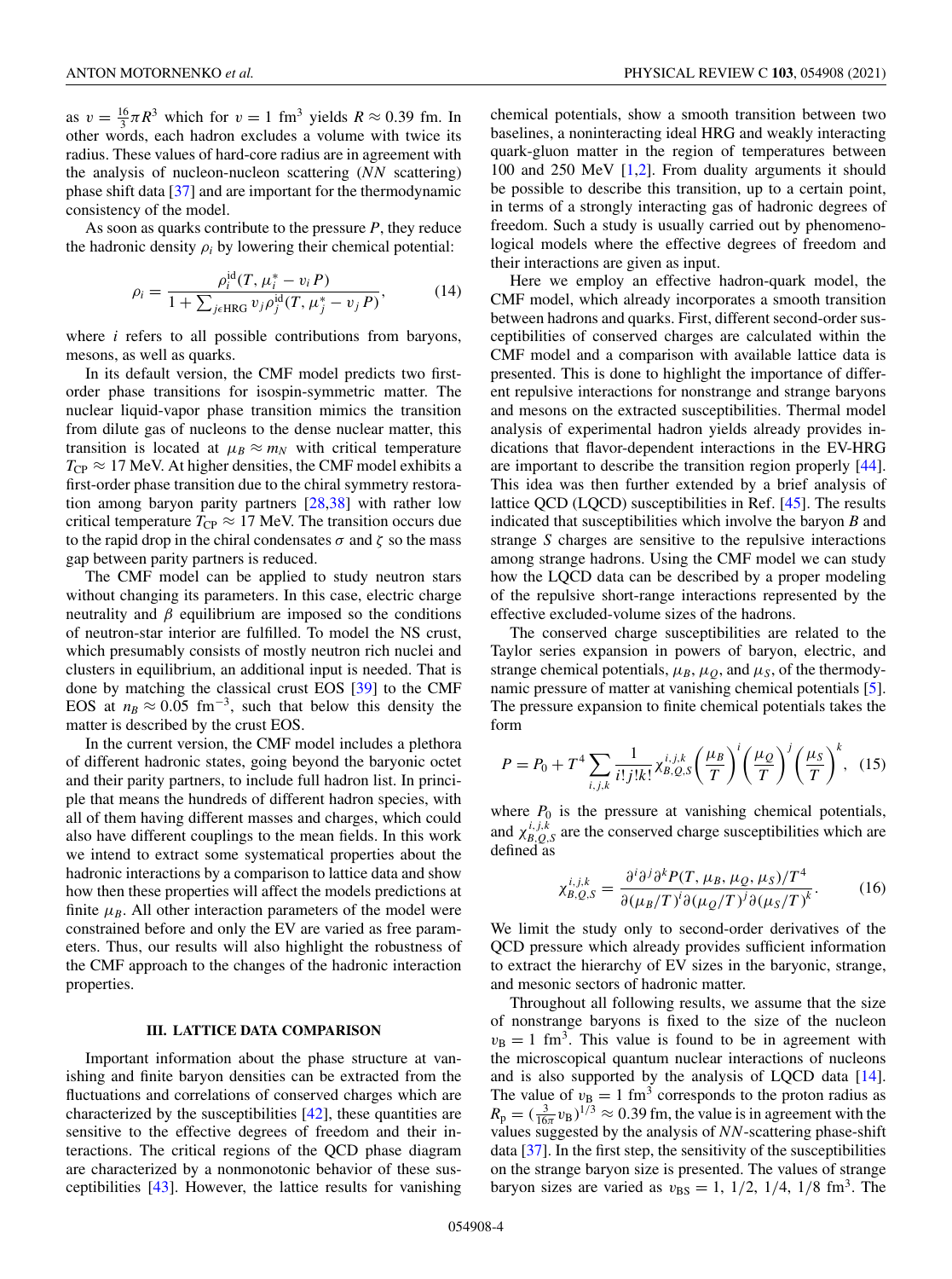as $v = \frac{16}{3}\pi R^3$ which for $v = 1$ fm$^3$ yields $R \approx 0.39$ fm. In other words, each hadron excludes a volume with twice its radius. These values of hard-core radius are in agreement with the analysis of nucleon-nucleon scattering ($NN$ scattering) phase shift data [37] and are important for the thermodynamic consistency of the model.

As soon as quarks contribute to the pressure $P$, they reduce the hadronic density $\rho_i$ by lowering their chemical potential:

$$\rho_i = \frac{\rho_i^{\rm id}(T, \mu_i^* - v_i P)}{1 + \sum_{j \epsilon {\rm HRG}} v_j \rho_j^{\rm id}(T, \mu_j^* - v_j P)}, \tag{14}$$

where $i$ refers to all possible contributions from baryons, mesons, as well as quarks.

In its default version, the CMF model predicts two first-order phase transitions for isospin-symmetric matter. The nuclear liquid-vapor phase transition mimics the transition from dilute gas of nucleons to the dense nuclear matter, this transition is located at $\mu_B \approx m_N$ with critical temperature $T_{\rm CP} \approx 17$ MeV. At higher densities, the CMF model exhibits a first-order phase transition due to the chiral symmetry restoration among baryon parity partners [28,38] with rather low critical temperature $T_{\rm CP} \approx 17$ MeV. The transition occurs due to the rapid drop in the chiral condensates $\sigma$ and $\zeta$ so the mass gap between parity partners is reduced.

The CMF model can be applied to study neutron stars without changing its parameters. In this case, electric charge neutrality and $\beta$ equilibrium are imposed so the conditions of neutron-star interior are fulfilled. To model the NS crust, which presumably consists of mostly neutron rich nuclei and clusters in equilibrium, an additional input is needed. That is done by matching the classical crust EOS [39] to the CMF EOS at $n_B \approx 0.05$ fm$^{-3}$, such that below this density the matter is described by the crust EOS.

In the current version, the CMF model includes a plethora of different hadronic states, going beyond the baryonic octet and their parity partners, to include full hadron list. In principle that means the hundreds of different hadron species, with all of them having different masses and charges, which could also have different couplings to the mean fields. In this work we intend to extract some systematical properties about the hadronic interactions by a comparison to lattice data and show how then these properties will affect the models predictions at finite $\mu_B$. All other interaction parameters of the model were constrained before and only the EV are varied as free parameters. Thus, our results will also highlight the robustness of the CMF approach to the changes of the hadronic interaction properties.

## III. LATTICE DATA COMPARISON

Important information about the phase structure at vanishing and finite baryon densities can be extracted from the fluctuations and correlations of conserved charges which are characterized by the susceptibilities [42], these quantities are sensitive to the effective degrees of freedom and their interactions. The critical regions of the QCD phase diagram are characterized by a nonmonotonic behavior of these susceptibilities [43]. However, the lattice results for vanishing chemical potentials, show a smooth transition between two baselines, a noninteracting ideal HRG and weakly interacting quark-gluon matter in the region of temperatures between 100 and 250 MeV [1,2]. From duality arguments it should be possible to describe this transition, up to a certain point, in terms of a strongly interacting gas of hadronic degrees of freedom. Such a study is usually carried out by phenomenological models where the effective degrees of freedom and their interactions are given as input.

Here we employ an effective hadron-quark model, the CMF model, which already incorporates a smooth transition between hadrons and quarks. First, different second-order susceptibilities of conserved charges are calculated within the CMF model and a comparison with available lattice data is presented. This is done to highlight the importance of different repulsive interactions for nonstrange and strange baryons and mesons on the extracted susceptibilities. Thermal model analysis of experimental hadron yields already provides indications that flavor-dependent interactions in the EV-HRG are important to describe the transition region properly [44]. This idea was then further extended by a brief analysis of lattice QCD (LQCD) susceptibilities in Ref. [45]. The results indicated that susceptibilities which involve the baryon $B$ and strange $S$ charges are sensitive to the repulsive interactions among strange hadrons. Using the CMF model we can study how the LQCD data can be described by a proper modeling of the repulsive short-range interactions represented by the effective excluded-volume sizes of the hadrons.

The conserved charge susceptibilities are related to the Taylor series expansion in powers of baryon, electric, and strange chemical potentials, $\mu_B$, $\mu_Q$, and $\mu_S$, of the thermodynamic pressure of matter at vanishing chemical potentials [5]. The pressure expansion to finite chemical potentials takes the form

$$P = P_0 + T^4 \sum_{i,j,k} \frac{1}{i!j!k!} \chi_{B,Q,S}^{i,j,k} \left(\frac{\mu_B}{T}\right)^i \left(\frac{\mu_Q}{T}\right)^j \left(\frac{\mu_S}{T}\right)^k, \tag{15}$$

where $P_0$ is the pressure at vanishing chemical potentials, and $\chi_{B,Q,S}^{i,j,k}$ are the conserved charge susceptibilities which are defined as

$$\chi_{B,Q,S}^{i,j,k} = \frac{\partial^i \partial^j \partial^k P(T, \mu_B, \mu_Q, \mu_S)/T^4}{\partial(\mu_B/T)^i \partial(\mu_Q/T)^j \partial(\mu_S/T)^k}. \tag{16}$$

We limit the study only to second-order derivatives of the QCD pressure which already provides sufficient information to extract the hierarchy of EV sizes in the baryonic, strange, and mesonic sectors of hadronic matter.

Throughout all following results, we assume that the size of nonstrange baryons is fixed to the size of the nucleon $v_{\rm B} = 1$ fm$^3$. This value is found to be in agreement with the microscopical quantum nuclear interactions of nucleons and is also supported by the analysis of LQCD data [14]. The value of $v_{\rm B} = 1$ fm$^3$ corresponds to the proton radius as $R_{\rm p} = (\frac{3}{16\pi} v_{\rm B})^{1/3} \approx 0.39$ fm, the value is in agreement with the values suggested by the analysis of $NN$-scattering phase-shift data [37]. In the first step, the sensitivity of the susceptibilities on the strange baryon size is presented. The values of strange baryon sizes are varied as $v_{\rm BS} = 1,\ 1/2,\ 1/4,\ 1/8$ fm$^3$. The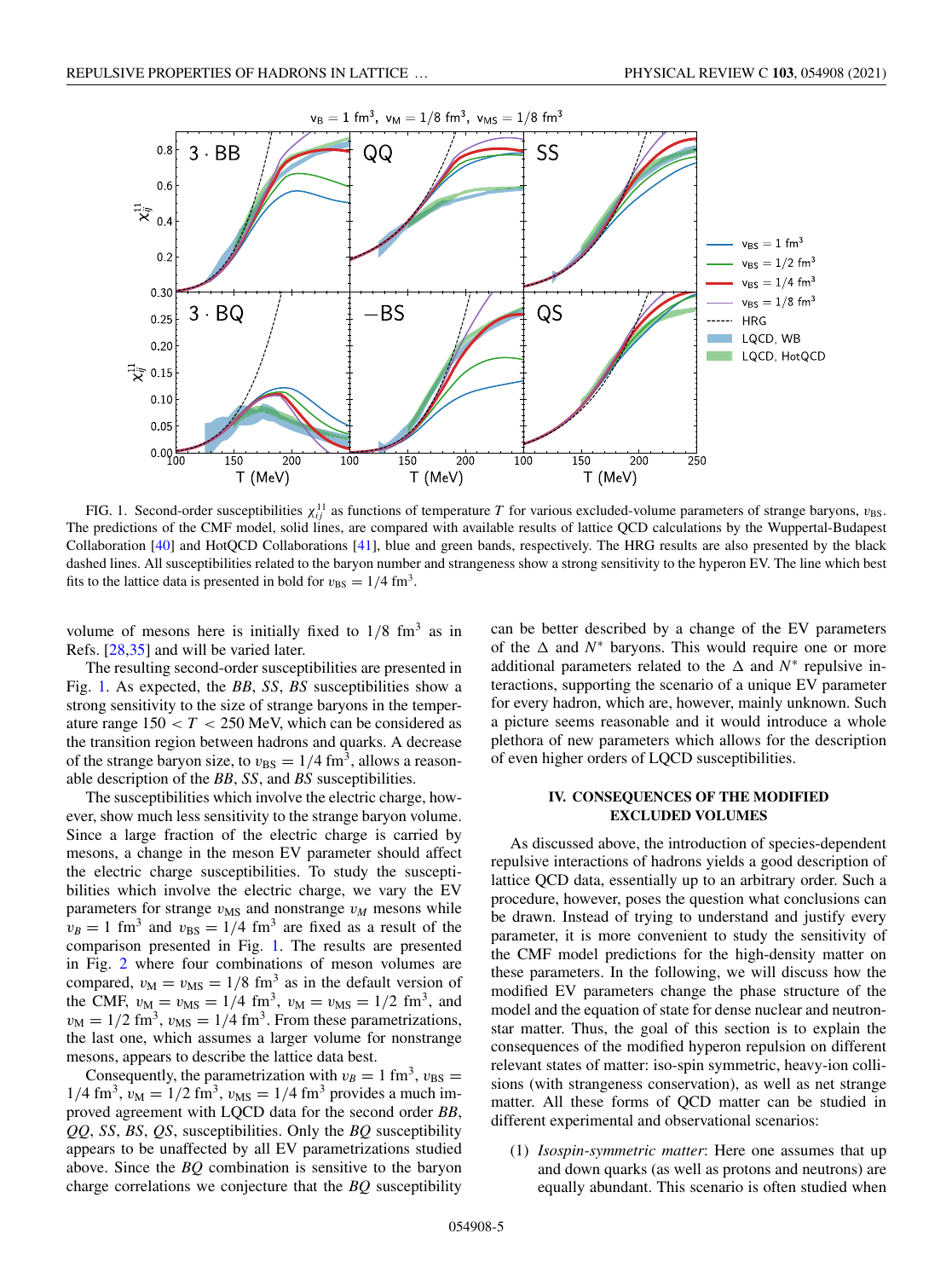FIG. 1. Second-order susceptibilities $\chi_{ij}^{11}$ as functions of temperature $T$ for various excluded-volume parameters of strange baryons, $v_{\rm BS}$. The predictions of the CMF model, solid lines, are compared with available results of lattice QCD calculations by the Wuppertal-Budapest Collaboration [40] and HotQCD Collaborations [41], blue and green bands, respectively. The HRG results are also presented by the black dashed lines. All susceptibilities related to the baryon number and strangeness show a strong sensitivity to the hyperon EV. The line which best fits to the lattice data is presented in bold for $v_{\rm BS} = 1/4$ fm$^3$.

volume of mesons here is initially fixed to $1/8$ fm$^3$ as in Refs. [28,35] and will be varied later.

The resulting second-order susceptibilities are presented in Fig. 1. As expected, the *BB*, *SS*, *BS* susceptibilities show a strong sensitivity to the size of strange baryons in the temperature range $150 < T < 250$ MeV, which can be considered as the transition region between hadrons and quarks. A decrease of the strange baryon size, to $v_{\rm BS} = 1/4$ fm$^3$, allows a reasonable description of the *BB*, *SS*, and *BS* susceptibilities.

The susceptibilities which involve the electric charge, however, show much less sensitivity to the strange baryon volume. Since a large fraction of the electric charge is carried by mesons, a change in the meson EV parameter should affect the electric charge susceptibilities. To study the susceptibilities which involve the electric charge, we vary the EV parameters for strange $v_{\rm MS}$ and nonstrange $v_M$ mesons while $v_B = 1$ fm$^3$ and $v_{\rm BS} = 1/4$ fm$^3$ are fixed as a result of the comparison presented in Fig. 1. The results are presented in Fig. 2 where four combinations of meson volumes are compared, $v_{\rm M} = v_{\rm MS} = 1/8$ fm$^3$ as in the default version of the CMF, $v_{\rm M} = v_{\rm MS} = 1/4$ fm$^3$, $v_{\rm M} = v_{\rm MS} = 1/2$ fm$^3$, and $v_{\rm M} = 1/2$ fm$^3$, $v_{\rm MS} = 1/4$ fm$^3$. From these parametrizations, the last one, which assumes a larger volume for nonstrange mesons, appears to describe the lattice data best.

Consequently, the parametrization with $v_B = 1$ fm$^3$, $v_{\rm BS} = 1/4$ fm$^3$, $v_{\rm M} = 1/2$ fm$^3$, $v_{\rm MS} = 1/4$ fm$^3$ provides a much improved agreement with LQCD data for the second order *BB*, *QQ*, *SS*, *BS*, *QS*, susceptibilities. Only the *BQ* susceptibility appears to be unaffected by all EV parametrizations studied above. Since the *BQ* combination is sensitive to the baryon charge correlations we conjecture that the *BQ* susceptibility can be better described by a change of the EV parameters of the $\Delta$ and $N^*$ baryons. This would require one or more additional parameters related to the $\Delta$ and $N^*$ repulsive interactions, supporting the scenario of a unique EV parameter for every hadron, which are, however, mainly unknown. Such a picture seems reasonable and it would introduce a whole plethora of new parameters which allows for the description of even higher orders of LQCD susceptibilities.

## IV. CONSEQUENCES OF THE MODIFIED EXCLUDED VOLUMES

As discussed above, the introduction of species-dependent repulsive interactions of hadrons yields a good description of lattice QCD data, essentially up to an arbitrary order. Such a procedure, however, poses the question what conclusions can be drawn. Instead of trying to understand and justify every parameter, it is more convenient to study the sensitivity of the CMF model predictions for the high-density matter on these parameters. In the following, we will discuss how the modified EV parameters change the phase structure of the model and the equation of state for dense nuclear and neutron-star matter. Thus, the goal of this section is to explain the consequences of the modified hyperon repulsion on different relevant states of matter: iso-spin symmetric, heavy-ion collisions (with strangeness conservation), as well as net strange matter. All these forms of QCD matter can be studied in different experimental and observational scenarios:

(1) *Isospin-symmetric matter*: Here one assumes that up and down quarks (as well as protons and neutrons) are equally abundant. This scenario is often studied when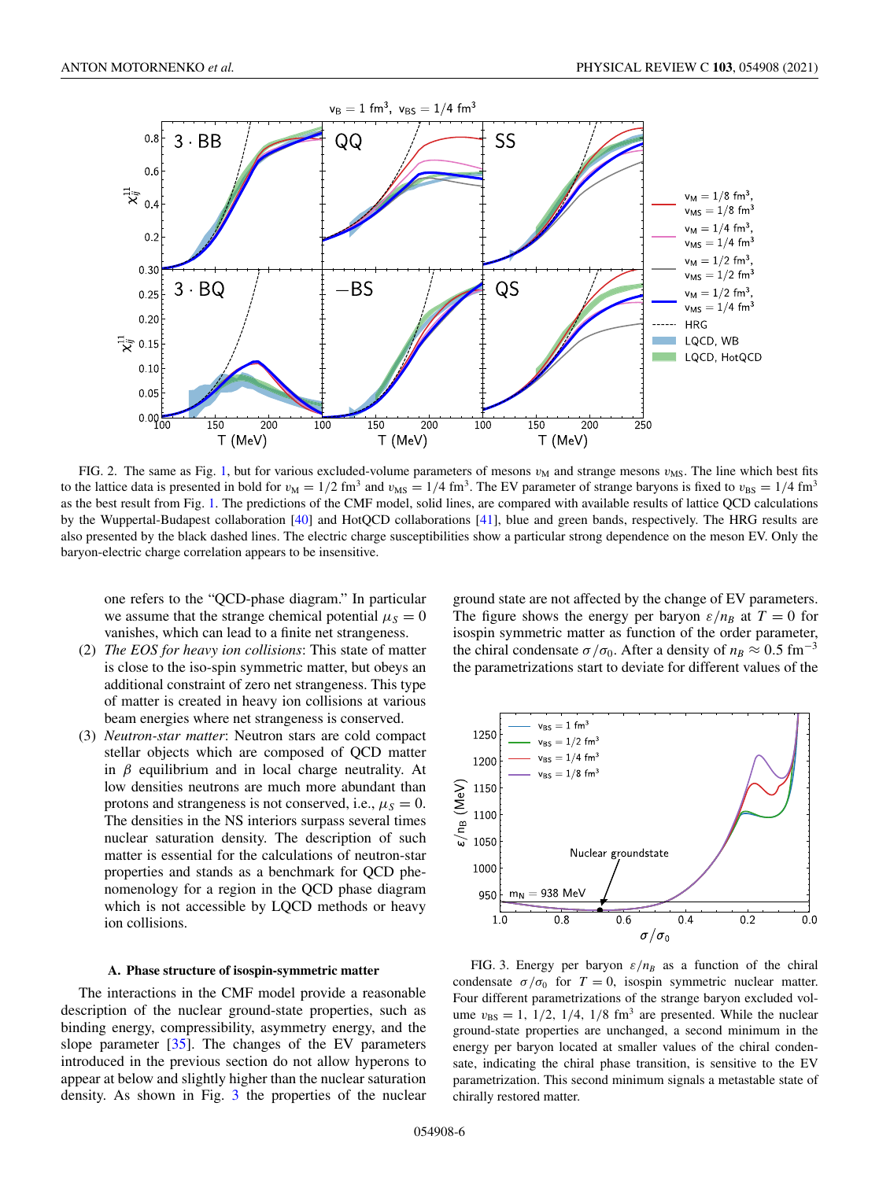FIG. 2. The same as Fig. 1, but for various excluded-volume parameters of mesons $v_M$ and strange mesons $v_{MS}$. The line which best fits to the lattice data is presented in bold for $v_M = 1/2$ fm$^3$ and $v_{MS} = 1/4$ fm$^3$. The EV parameter of strange baryons is fixed to $v_{BS} = 1/4$ fm$^3$ as the best result from Fig. 1. The predictions of the CMF model, solid lines, are compared with available results of lattice QCD calculations by the Wuppertal-Budapest collaboration [40] and HotQCD collaborations [41], blue and green bands, respectively. The HRG results are also presented by the black dashed lines. The electric charge susceptibilities show a particular strong dependence on the meson EV. Only the baryon-electric charge correlation appears to be insensitive.

one refers to the "QCD-phase diagram." In particular we assume that the strange chemical potential $\mu_S = 0$ vanishes, which can lead to a finite net strangeness.

(2) *The EOS for heavy ion collisions*: This state of matter is close to the iso-spin symmetric matter, but obeys an additional constraint of zero net strangeness. This type of matter is created in heavy ion collisions at various beam energies where net strangeness is conserved.

(3) *Neutron-star matter*: Neutron stars are cold compact stellar objects which are composed of QCD matter in $\beta$ equilibrium and in local charge neutrality. At low densities neutrons are much more abundant than protons and strangeness is not conserved, i.e., $\mu_S = 0$. The densities in the NS interiors surpass several times nuclear saturation density. The description of such matter is essential for the calculations of neutron-star properties and stands as a benchmark for QCD phenomenology for a region in the QCD phase diagram which is not accessible by LQCD methods or heavy ion collisions.

### A. Phase structure of isospin-symmetric matter

The interactions in the CMF model provide a reasonable description of the nuclear ground-state properties, such as binding energy, compressibility, asymmetry energy, and the slope parameter [35]. The changes of the EV parameters introduced in the previous section do not allow hyperons to appear at below and slightly higher than the nuclear saturation density. As shown in Fig. 3 the properties of the nuclear ground state are not affected by the change of EV parameters. The figure shows the energy per baryon $\varepsilon/n_B$ at $T = 0$ for isospin symmetric matter as function of the order parameter, the chiral condensate $\sigma/\sigma_0$. After a density of $n_B \approx 0.5$ fm$^{-3}$ the parametrizations start to deviate for different values of the

FIG. 3. Energy per baryon $\varepsilon/n_B$ as a function of the chiral condensate $\sigma/\sigma_0$ for $T = 0$, isospin symmetric nuclear matter. Four different parametrizations of the strange baryon excluded volume $v_{BS} = 1,\ 1/2,\ 1/4,\ 1/8$ fm$^3$ are presented. While the nuclear ground-state properties are unchanged, a second minimum in the energy per baryon located at smaller values of the chiral condensate, indicating the chiral phase transition, is sensitive to the EV parametrization. This second minimum signals a metastable state of chirally restored matter.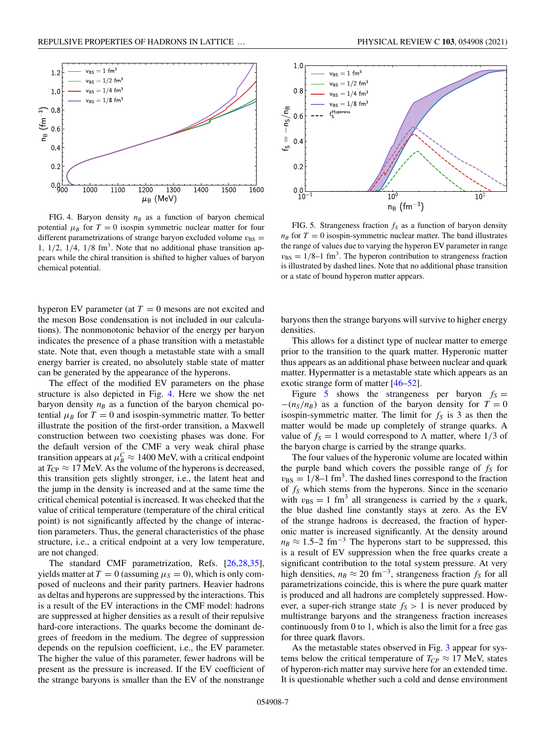FIG. 4. Baryon density $n_B$ as a function of baryon chemical potential $\mu_B$ for $T = 0$ isospin symmetric nuclear matter for four different parametrizations of strange baryon excluded volume $v_{\mathrm{BS}} = 1, 1/2, 1/4, 1/8$ fm$^3$. Note that no additional phase transition appears while the chiral transition is shifted to higher values of baryon chemical potential.

FIG. 5. Strangeness fraction $f_S$ as a function of baryon density $n_B$ for $T = 0$ isospin-symmetric nuclear matter. The band illustrates the range of values due to varying the hyperon EV parameter in range $v_{\mathrm{BS}} = 1/8$–$1$ fm$^3$. The hyperon contribution to strangeness fraction is illustrated by dashed lines. Note that no additional phase transition or a state of bound hyperon matter appears.

hyperon EV parameter (at $T = 0$ mesons are not excited and the meson Bose condensation is not included in our calculations). The nonmonotonic behavior of the energy per baryon indicates the presence of a phase transition with a metastable state. Note that, even though a metastable state with a small energy barrier is created, no absolutely stable state of matter can be generated by the appearance of the hyperons.

The effect of the modified EV parameters on the phase structure is also depicted in Fig. 4. Here we show the net baryon density $n_B$ as a function of the baryon chemical potential $\mu_B$ for $T = 0$ and isospin-symmetric matter. To better illustrate the position of the first-order transition, a Maxwell construction between two coexisting phases was done. For the default version of the CMF a very weak chiral phase transition appears at $\mu_B^C \approx 1400$ MeV, with a critical endpoint at $T_{\mathrm{CP}} \approx 17$ MeV. As the volume of the hyperons is decreased, this transition gets slightly stronger, i.e., the latent heat and the jump in the density is increased and at the same time the critical chemical potential is increased. It was checked that the value of critical temperature (temperature of the chiral critical point) is not significantly affected by the change of interaction parameters. Thus, the general characteristics of the phase structure, i.e., a critical endpoint at a very low temperature, are not changed.

The standard CMF parametrization, Refs. [26,28,35], yields matter at $T = 0$ (assuming $\mu_S = 0$), which is only composed of nucleons and their parity partners. Heavier hadrons as deltas and hyperons are suppressed by the interactions. This is a result of the EV interactions in the CMF model: hadrons are suppressed at higher densities as a result of their repulsive hard-core interactions. The quarks become the dominant degrees of freedom in the medium. The degree of suppression depends on the repulsion coefficient, i.e., the EV parameter. The higher the value of this parameter, fewer hadrons will be present as the pressure is increased. If the EV coefficient of the strange baryons is smaller than the EV of the nonstrange baryons then the strange baryons will survive to higher energy densities.

This allows for a distinct type of nuclear matter to emerge prior to the transition to the quark matter. Hyperonic matter thus appears as an additional phase between nuclear and quark matter. Hypermatter is a metastable state which appears as an exotic strange form of matter [46–52].

Figure 5 shows the strangeness per baryon $f_S = -(n_S/n_B)$ as a function of the baryon density for $T = 0$ isospin-symmetric matter. The limit for $f_S$ is 3 as then the matter would be made up completely of strange quarks. A value of $f_S = 1$ would correspond to $\Lambda$ matter, where 1/3 of the baryon charge is carried by the strange quarks.

The four values of the hyperonic volume are located within the purple band which covers the possible range of $f_S$ for $v_{\mathrm{BS}} = 1/8$–$1$ fm$^3$. The dashed lines correspond to the fraction of $f_S$ which stems from the hyperons. Since in the scenario with $v_{\mathrm{BS}} = 1$ fm$^3$ all strangeness is carried by the $s$ quark, the blue dashed line constantly stays at zero. As the EV of the strange hadrons is decreased, the fraction of hyperonic matter is increased significantly. At the density around $n_B \approx 1.5$–$2$ fm$^{-3}$ The hyperons start to be suppressed, this is a result of EV suppression when the free quarks create a significant contribution to the total system pressure. At very high densities, $n_B \approx 20$ fm$^{-3}$, strangeness fraction $f_S$ for all parametrizations coincide, this is where the pure quark matter is produced and all hadrons are completely suppressed. However, a super-rich strange state $f_S > 1$ is never produced by multistrange baryons and the strangeness fraction increases continuously from 0 to 1, which is also the limit for a free gas for three quark flavors.

As the metastable states observed in Fig. 3 appear for systems below the critical temperature of $T_{CP} \approx 17$ MeV, states of hyperon-rich matter may survive here for an extended time. It is questionable whether such a cold and dense environment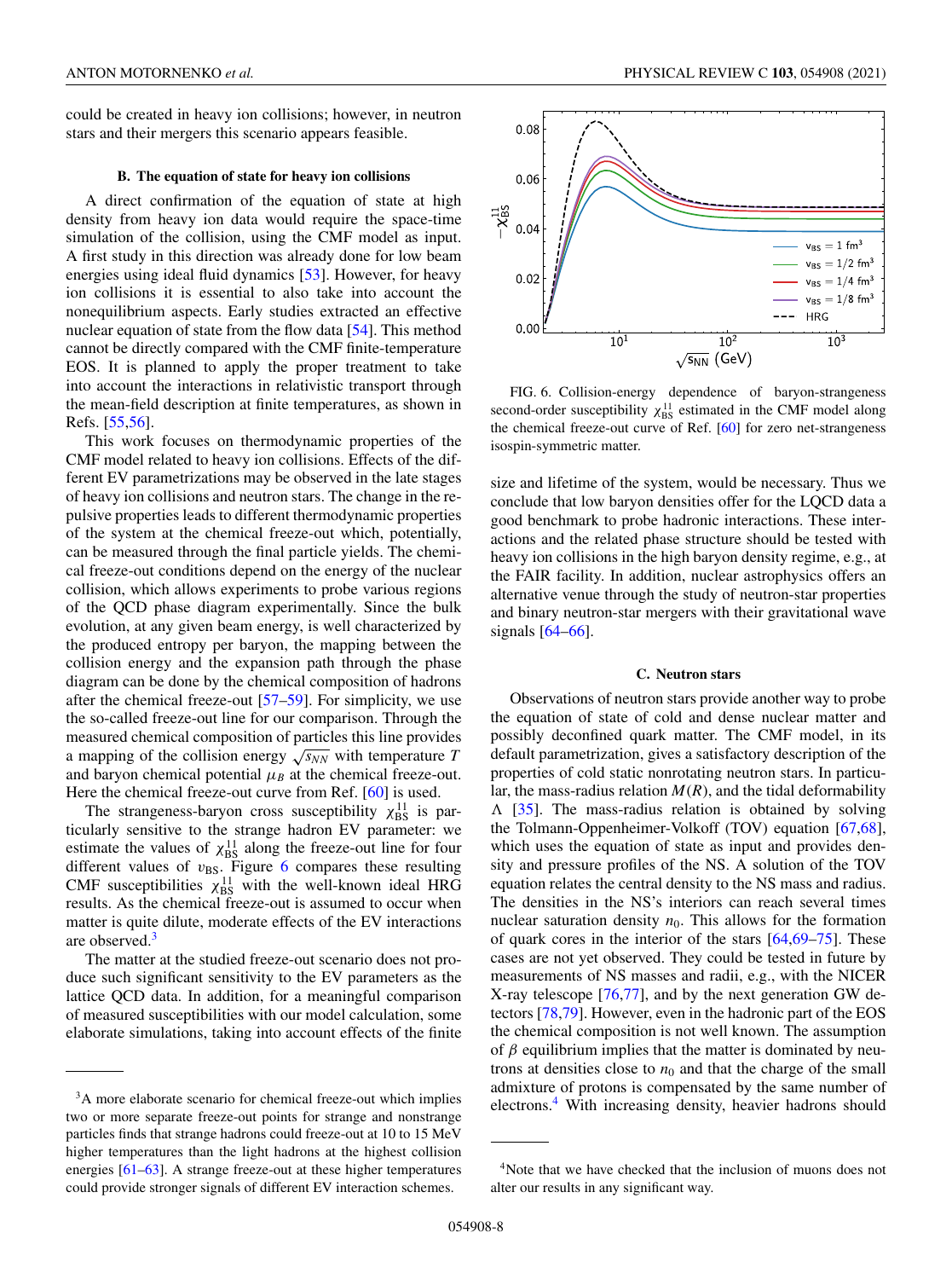could be created in heavy ion collisions; however, in neutron stars and their mergers this scenario appears feasible.

### B. The equation of state for heavy ion collisions

A direct confirmation of the equation of state at high density from heavy ion data would require the space-time simulation of the collision, using the CMF model as input. A first study in this direction was already done for low beam energies using ideal fluid dynamics [53]. However, for heavy ion collisions it is essential to also take into account the nonequilibrium aspects. Early studies extracted an effective nuclear equation of state from the flow data [54]. This method cannot be directly compared with the CMF finite-temperature EOS. It is planned to apply the proper treatment to take into account the interactions in relativistic transport through the mean-field description at finite temperatures, as shown in Refs. [55,56].

This work focuses on thermodynamic properties of the CMF model related to heavy ion collisions. Effects of the different EV parametrizations may be observed in the late stages of heavy ion collisions and neutron stars. The change in the repulsive properties leads to different thermodynamic properties of the system at the chemical freeze-out which, potentially, can be measured through the final particle yields. The chemical freeze-out conditions depend on the energy of the nuclear collision, which allows experiments to probe various regions of the QCD phase diagram experimentally. Since the bulk evolution, at any given beam energy, is well characterized by the produced entropy per baryon, the mapping between the collision energy and the expansion path through the phase diagram can be done by the chemical composition of hadrons after the chemical freeze-out [57–59]. For simplicity, we use the so-called freeze-out line for our comparison. Through the measured chemical composition of particles this line provides a mapping of the collision energy $\sqrt{s_{NN}}$ with temperature $T$ and baryon chemical potential $\mu_B$ at the chemical freeze-out. Here the chemical freeze-out curve from Ref. [60] is used.

The strangeness-baryon cross susceptibility $\chi_{BS}^{11}$ is particularly sensitive to the strange hadron EV parameter: we estimate the values of $\chi_{BS}^{11}$ along the freeze-out line for four different values of $v_{BS}$. Figure 6 compares these resulting CMF susceptibilities $\chi_{BS}^{11}$ with the well-known ideal HRG results. As the chemical freeze-out is assumed to occur when matter is quite dilute, moderate effects of the EV interactions are observed.[3]

The matter at the studied freeze-out scenario does not produce such significant sensitivity to the EV parameters as the lattice QCD data. In addition, for a meaningful comparison of measured susceptibilities with our model calculation, some elaborate simulations, taking into account effects of the finite size and lifetime of the system, would be necessary. Thus we conclude that low baryon densities offer for the LQCD data a good benchmark to probe hadronic interactions. These interactions and the related phase structure should be tested with heavy ion collisions in the high baryon density regime, e.g., at the FAIR facility. In addition, nuclear astrophysics offers an alternative venue through the study of neutron-star properties and binary neutron-star mergers with their gravitational wave signals [64–66].

FIG. 6. Collision-energy dependence of baryon-strangeness second-order susceptibility $\chi_{BS}^{11}$ estimated in the CMF model along the chemical freeze-out curve of Ref. [60] for zero net-strangeness isospin-symmetric matter.

### C. Neutron stars

Observations of neutron stars provide another way to probe the equation of state of cold and dense nuclear matter and possibly deconfined quark matter. The CMF model, in its default parametrization, gives a satisfactory description of the properties of cold static nonrotating neutron stars. In particular, the mass-radius relation $M(R)$, and the tidal deformability $\Lambda$ [35]. The mass-radius relation is obtained by solving the Tolmann-Oppenheimer-Volkoff (TOV) equation [67,68], which uses the equation of state as input and provides density and pressure profiles of the NS. A solution of the TOV equation relates the central density to the NS mass and radius. The densities in the NS's interiors can reach several times nuclear saturation density $n_0$. This allows for the formation of quark cores in the interior of the stars [64,69–75]. These cases are not yet observed. They could be tested in future by measurements of NS masses and radii, e.g., with the NICER X-ray telescope [76,77], and by the next generation GW detectors [78,79]. However, even in the hadronic part of the EOS the chemical composition is not well known. The assumption of $\beta$ equilibrium implies that the matter is dominated by neutrons at densities close to $n_0$ and that the charge of the small admixture of protons is compensated by the same number of electrons.[4] With increasing density, heavier hadrons should

[3]A more elaborate scenario for chemical freeze-out which implies two or more separate freeze-out points for strange and nonstrange particles finds that strange hadrons could freeze-out at 10 to 15 MeV higher temperatures than the light hadrons at the highest collision energies [61–63]. A strange freeze-out at these higher temperatures could provide stronger signals of different EV interaction schemes.

[4]Note that we have checked that the inclusion of muons does not alter our results in any significant way.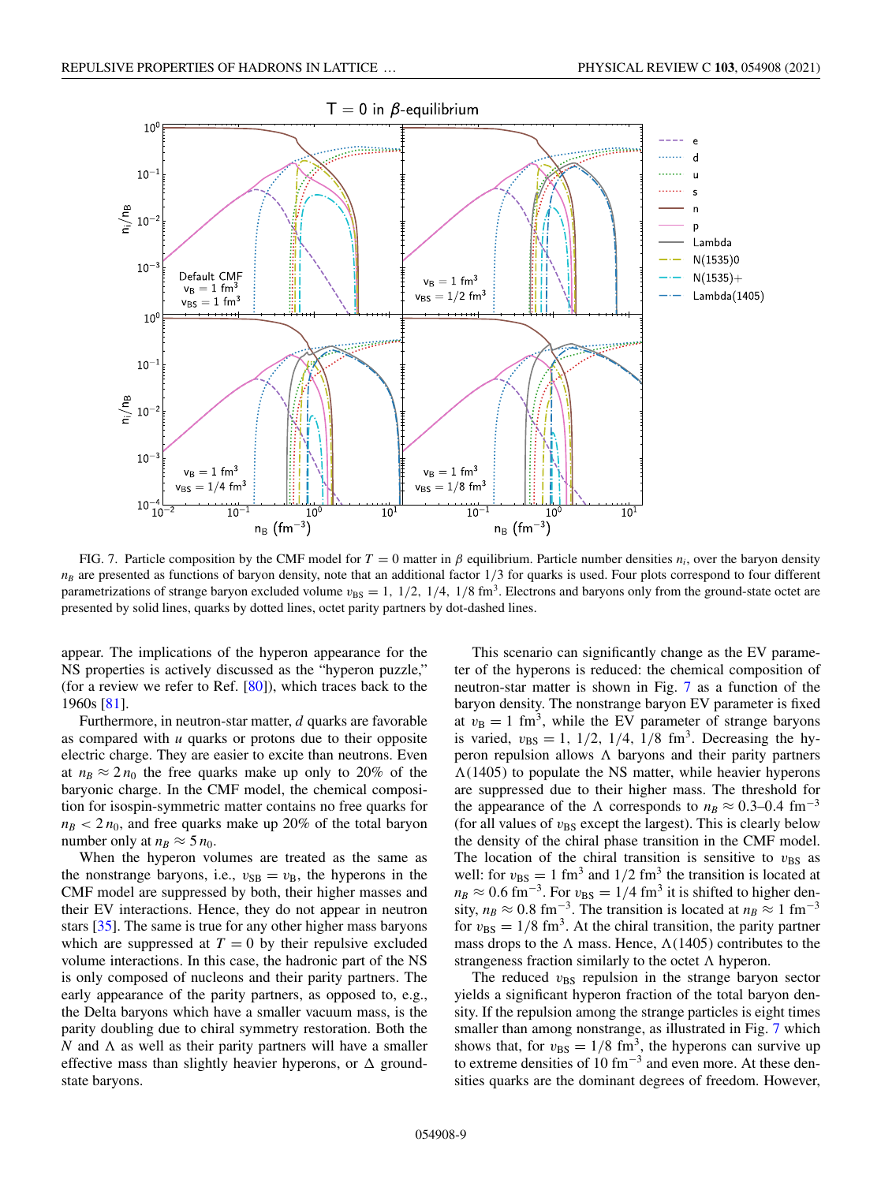FIG. 7. Particle composition by the CMF model for $T = 0$ matter in $\beta$ equilibrium. Particle number densities $n_i$, over the baryon density $n_B$ are presented as functions of baryon density, note that an additional factor 1/3 for quarks is used. Four plots correspond to four different parametrizations of strange baryon excluded volume $v_{BS} = 1,\ 1/2,\ 1/4,\ 1/8\ \text{fm}^3$. Electrons and baryons only from the ground-state octet are presented by solid lines, quarks by dotted lines, octet parity partners by dot-dashed lines.

appear. The implications of the hyperon appearance for the NS properties is actively discussed as the "hyperon puzzle," (for a review we refer to Ref. [80]), which traces back to the 1960s [81].

Furthermore, in neutron-star matter, $d$ quarks are favorable as compared with $u$ quarks or protons due to their opposite electric charge. They are easier to excite than neutrons. Even at $n_B \approx 2\,n_0$ the free quarks make up only to 20% of the baryonic charge. In the CMF model, the chemical composition for isospin-symmetric matter contains no free quarks for $n_B < 2\,n_0$, and free quarks make up 20% of the total baryon number only at $n_B \approx 5\,n_0$.

When the hyperon volumes are treated as the same as the nonstrange baryons, i.e., $v_{SB} = v_B$, the hyperons in the CMF model are suppressed by both, their higher masses and their EV interactions. Hence, they do not appear in neutron stars [35]. The same is true for any other higher mass baryons which are suppressed at $T = 0$ by their repulsive excluded volume interactions. In this case, the hadronic part of the NS is only composed of nucleons and their parity partners. The early appearance of the parity partners, as opposed to, e.g., the Delta baryons which have a smaller vacuum mass, is the parity doubling due to chiral symmetry restoration. Both the $N$ and $\Lambda$ as well as their parity partners will have a smaller effective mass than slightly heavier hyperons, or $\Delta$ ground-state baryons.

This scenario can significantly change as the EV parameter of the hyperons is reduced: the chemical composition of neutron-star matter is shown in Fig. 7 as a function of the baryon density. The nonstrange baryon EV parameter is fixed at $v_B = 1\ \text{fm}^3$, while the EV parameter of strange baryons is varied, $v_{BS} = 1,\ 1/2,\ 1/4,\ 1/8\ \text{fm}^3$. Decreasing the hyperon repulsion allows $\Lambda$ baryons and their parity partners $\Lambda(1405)$ to populate the NS matter, while heavier hyperons are suppressed due to their higher mass. The threshold for the appearance of the $\Lambda$ corresponds to $n_B \approx 0.3$–$0.4\ \text{fm}^{-3}$ (for all values of $v_{BS}$ except the largest). This is clearly below the density of the chiral phase transition in the CMF model. The location of the chiral transition is sensitive to $v_{BS}$ as well: for $v_{BS} = 1\ \text{fm}^3$ and $1/2\ \text{fm}^3$ the transition is located at $n_B \approx 0.6\ \text{fm}^{-3}$. For $v_{BS} = 1/4\ \text{fm}^3$ it is shifted to higher density, $n_B \approx 0.8\ \text{fm}^{-3}$. The transition is located at $n_B \approx 1\ \text{fm}^{-3}$ for $v_{BS} = 1/8\ \text{fm}^3$. At the chiral transition, the parity partner mass drops to the $\Lambda$ mass. Hence, $\Lambda(1405)$ contributes to the strangeness fraction similarly to the octet $\Lambda$ hyperon.

The reduced $v_{BS}$ repulsion in the strange baryon sector yields a significant hyperon fraction of the total baryon density. If the repulsion among the strange particles is eight times smaller than among nonstrange, as illustrated in Fig. 7 which shows that, for $v_{BS} = 1/8\ \text{fm}^3$, the hyperons can survive up to extreme densities of $10\ \text{fm}^{-3}$ and even more. At these densities quarks are the dominant degrees of freedom. However,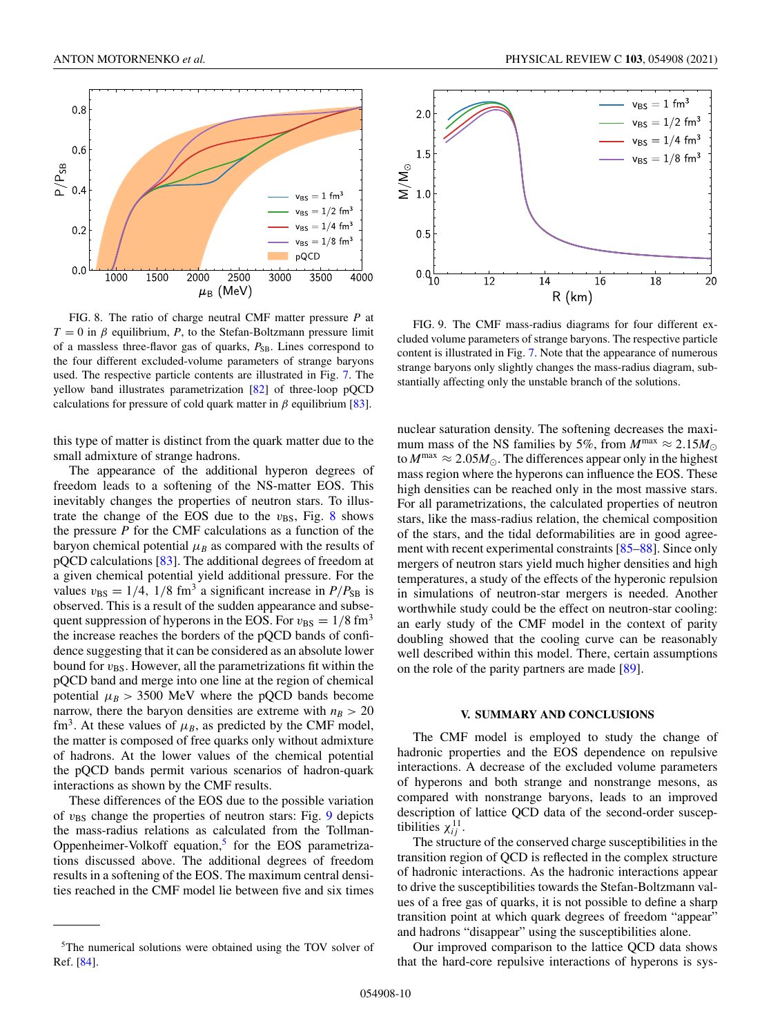FIG. 8. The ratio of charge neutral CMF matter pressure $P$ at $T = 0$ in $\beta$ equilibrium, $P$, to the Stefan-Boltzmann pressure limit of a massless three-flavor gas of quarks, $P_{SB}$. Lines correspond to the four different excluded-volume parameters of strange baryons used. The respective particle contents are illustrated in Fig. 7. The yellow band illustrates parametrization [82] of three-loop pQCD calculations for pressure of cold quark matter in $\beta$ equilibrium [83].

FIG. 9. The CMF mass-radius diagrams for four different excluded volume parameters of strange baryons. The respective particle content is illustrated in Fig. 7. Note that the appearance of numerous strange baryons only slightly changes the mass-radius diagram, substantially affecting only the unstable branch of the solutions.

this type of matter is distinct from the quark matter due to the small admixture of strange hadrons.

The appearance of the additional hyperon degrees of freedom leads to a softening of the NS-matter EOS. This inevitably changes the properties of neutron stars. To illustrate the change of the EOS due to the $v_{BS}$, Fig. 8 shows the pressure $P$ for the CMF calculations as a function of the baryon chemical potential $\mu_B$ as compared with the results of pQCD calculations [83]. The additional degrees of freedom at a given chemical potential yield additional pressure. For the values $v_{BS} = 1/4,\ 1/8$ fm$^3$ a significant increase in $P/P_{SB}$ is observed. This is a result of the sudden appearance and subsequent suppression of hyperons in the EOS. For $v_{BS} = 1/8$ fm$^3$ the increase reaches the borders of the pQCD bands of confidence suggesting that it can be considered as an absolute lower bound for $v_{BS}$. However, all the parametrizations fit within the pQCD band and merge into one line at the region of chemical potential $\mu_B > 3500$ MeV where the pQCD bands become narrow, there the baryon densities are extreme with $n_B > 20$ fm$^3$. At these values of $\mu_B$, as predicted by the CMF model, the matter is composed of free quarks only without admixture of hadrons. At the lower values of the chemical potential the pQCD bands permit various scenarios of hadron-quark interactions as shown by the CMF results.

These differences of the EOS due to the possible variation of $v_{BS}$ change the properties of neutron stars: Fig. 9 depicts the mass-radius relations as calculated from the Tollman-Oppenheimer-Volkoff equation,[5] for the EOS parametrizations discussed above. The additional degrees of freedom results in a softening of the EOS. The maximum central densities reached in the CMF model lie between five and six times nuclear saturation density. The softening decreases the maximum mass of the NS families by 5%, from $M^{\max} \approx 2.15 M_\odot$ to $M^{\max} \approx 2.05 M_\odot$. The differences appear only in the highest mass region where the hyperons can influence the EOS. These high densities can be reached only in the most massive stars. For all parametrizations, the calculated properties of neutron stars, like the mass-radius relation, the chemical composition of the stars, and the tidal deformabilities are in good agreement with recent experimental constraints [85–88]. Since only mergers of neutron stars yield much higher densities and high temperatures, a study of the effects of the hyperonic repulsion in simulations of neutron-star mergers is needed. Another worthwhile study could be the effect on neutron-star cooling: an early study of the CMF model in the context of parity doubling showed that the cooling curve can be reasonably well described within this model. There, certain assumptions on the role of the parity partners are made [89].

## V. SUMMARY AND CONCLUSIONS

The CMF model is employed to study the change of hadronic properties and the EOS dependence on repulsive interactions. A decrease of the excluded volume parameters of hyperons and both strange and nonstrange mesons, as compared with nonstrange baryons, leads to an improved description of lattice QCD data of the second-order susceptibilities $\chi_{ij}^{11}$.

The structure of the conserved charge susceptibilities in the transition region of QCD is reflected in the complex structure of hadronic interactions. As the hadronic interactions appear to drive the susceptibilities towards the Stefan-Boltzmann values of a free gas of quarks, it is not possible to define a sharp transition point at which quark degrees of freedom "appear" and hadrons "disappear" using the susceptibilities alone.

Our improved comparison to the lattice QCD data shows that the hard-core repulsive interactions of hyperons is sys-

[5]The numerical solutions were obtained using the TOV solver of Ref. [84].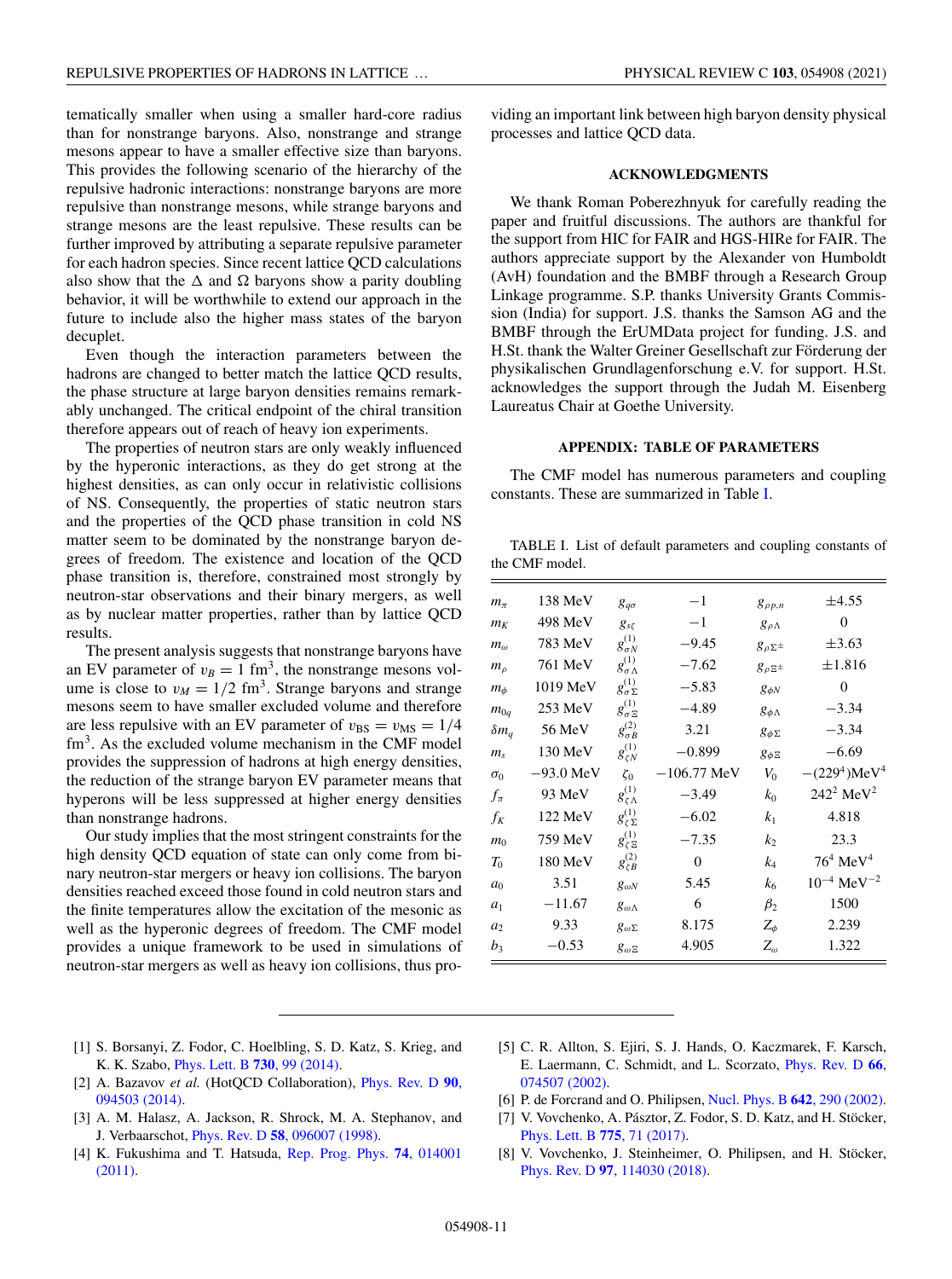tematically smaller when using a smaller hard-core radius than for nonstrange baryons. Also, nonstrange and strange mesons appear to have a smaller effective size than baryons. This provides the following scenario of the hierarchy of the repulsive hadronic interactions: nonstrange baryons are more repulsive than nonstrange mesons, while strange baryons and strange mesons are the least repulsive. These results can be further improved by attributing a separate repulsive parameter for each hadron species. Since recent lattice QCD calculations also show that the Δ and Ω baryons show a parity doubling behavior, it will be worthwhile to extend our approach in the future to include also the higher mass states of the baryon decuplet.

Even though the interaction parameters between the hadrons are changed to better match the lattice QCD results, the phase structure at large baryon densities remains remarkably unchanged. The critical endpoint of the chiral transition therefore appears out of reach of heavy ion experiments.

The properties of neutron stars are only weakly influenced by the hyperonic interactions, as they do get strong at the highest densities, as can only occur in relativistic collisions of NS. Consequently, the properties of static neutron stars and the properties of the QCD phase transition in cold NS matter seem to be dominated by the nonstrange baryon degrees of freedom. The existence and location of the QCD phase transition is, therefore, constrained most strongly by neutron-star observations and their binary mergers, as well as by nuclear matter properties, rather than by lattice QCD results.

The present analysis suggests that nonstrange baryons have an EV parameter of $v_B = 1$ fm$^3$, the nonstrange mesons volume is close to $v_M = 1/2$ fm$^3$. Strange baryons and strange mesons seem to have smaller excluded volume and therefore are less repulsive with an EV parameter of $v_{\rm BS} = v_{\rm MS} = 1/4$ fm$^3$. As the excluded volume mechanism in the CMF model provides the suppression of hadrons at high energy densities, the reduction of the strange baryon EV parameter means that hyperons will be less suppressed at higher energy densities than nonstrange hadrons.

Our study implies that the most stringent constraints for the high density QCD equation of state can only come from binary neutron-star mergers or heavy ion collisions. The baryon densities reached exceed those found in cold neutron stars and the finite temperatures allow the excitation of the mesonic as well as the hyperonic degrees of freedom. The CMF model provides a unique framework to be used in simulations of neutron-star mergers as well as heavy ion collisions, thus providing an important link between high baryon density physical processes and lattice QCD data.

## ACKNOWLEDGMENTS

We thank Roman Poberezhnyuk for carefully reading the paper and fruitful discussions. The authors are thankful for the support from HIC for FAIR and HGS-HIRe for FAIR. The authors appreciate support by the Alexander von Humboldt (AvH) foundation and the BMBF through a Research Group Linkage programme. S.P. thanks University Grants Commission (India) for support. J.S. thanks the Samson AG and the BMBF through the ErUMData project for funding. J.S. and H.St. thank the Walter Greiner Gesellschaft zur Förderung der physikalischen Grundlagenforschung e.V. for support. H.St. acknowledges the support through the Judah M. Eisenberg Laureatus Chair at Goethe University.

## APPENDIX: TABLE OF PARAMETERS

The CMF model has numerous parameters and coupling constants. These are summarized in Table I.

TABLE I. List of default parameters and coupling constants of the CMF model.

| | | | | | |
|---|---|---|---|---|---|
| $m_\pi$ | 138 MeV | $g_{q\sigma}$ | $-1$ | $g_{\rho p,n}$ | $\pm 4.55$ |
| $m_K$ | 498 MeV | $g_{s\zeta}$ | $-1$ | $g_{\rho\Lambda}$ | 0 |
| $m_\omega$ | 783 MeV | $g^{(1)}_{\sigma N}$ | $-9.45$ | $g_{\rho\Sigma^\pm}$ | $\pm 3.63$ |
| $m_\rho$ | 761 MeV | $g^{(1)}_{\sigma\Lambda}$ | $-7.62$ | $g_{\rho\Xi^\pm}$ | $\pm 1.816$ |
| $m_\phi$ | 1019 MeV | $g^{(1)}_{\sigma\Sigma}$ | $-5.83$ | $g_{\phi N}$ | 0 |
| $m_{0q}$ | 253 MeV | $g^{(1)}_{\sigma\Xi}$ | $-4.89$ | $g_{\phi\Lambda}$ | $-3.34$ |
| $\delta m_q$ | 56 MeV | $g^{(2)}_{\sigma B}$ | 3.21 | $g_{\phi\Sigma}$ | $-3.34$ |
| $m_s$ | 130 MeV | $g^{(1)}_{\zeta N}$ | $-0.899$ | $g_{\phi\Xi}$ | $-6.69$ |
| $\sigma_0$ | $-93.0$ MeV | $\zeta_0$ | $-106.77$ MeV | $V_0$ | $-(229^4)$MeV$^4$ |
| $f_\pi$ | 93 MeV | $g^{(1)}_{\zeta\Lambda}$ | $-3.49$ | $k_0$ | $242^2$ MeV$^2$ |
| $f_K$ | 122 MeV | $g^{(1)}_{\zeta\Sigma}$ | $-6.02$ | $k_1$ | 4.818 |
| $m_0$ | 759 MeV | $g^{(1)}_{\zeta\Xi}$ | $-7.35$ | $k_2$ | 23.3 |
| $T_0$ | 180 MeV | $g^{(2)}_{\zeta B}$ | 0 | $k_4$ | $76^4$ MeV$^4$ |
| $a_0$ | 3.51 | $g_{\omega N}$ | 5.45 | $k_6$ | $10^{-4}$ MeV$^{-2}$ |
| $a_1$ | $-11.67$ | $g_{\omega\Lambda}$ | 6 | $\beta_2$ | 1500 |
| $a_2$ | 9.33 | $g_{\omega\Sigma}$ | 8.175 | $Z_\phi$ | 2.239 |
| $b_3$ | $-0.53$ | $g_{\omega\Xi}$ | 4.905 | $Z_\omega$ | 1.322 |

---

[1] S. Borsanyi, Z. Fodor, C. Hoelbling, S. D. Katz, S. Krieg, and K. K. Szabo, Phys. Lett. B **730**, 99 (2014).

[2] A. Bazavov *et al.* (HotQCD Collaboration), Phys. Rev. D **90**, 094503 (2014).

[3] A. M. Halasz, A. Jackson, R. Shrock, M. A. Stephanov, and J. Verbaarschot, Phys. Rev. D **58**, 096007 (1998).

[4] K. Fukushima and T. Hatsuda, Rep. Prog. Phys. **74**, 014001 (2011).

[5] C. R. Allton, S. Ejiri, S. J. Hands, O. Kaczmarek, F. Karsch, E. Laermann, C. Schmidt, and L. Scorzato, Phys. Rev. D **66**, 074507 (2002).

[6] P. de Forcrand and O. Philipsen, Nucl. Phys. B **642**, 290 (2002).

[7] V. Vovchenko, A. Pásztor, Z. Fodor, S. D. Katz, and H. Stöcker, Phys. Lett. B **775**, 71 (2017).

[8] V. Vovchenko, J. Steinheimer, O. Philipsen, and H. Stöcker, Phys. Rev. D **97**, 114030 (2018).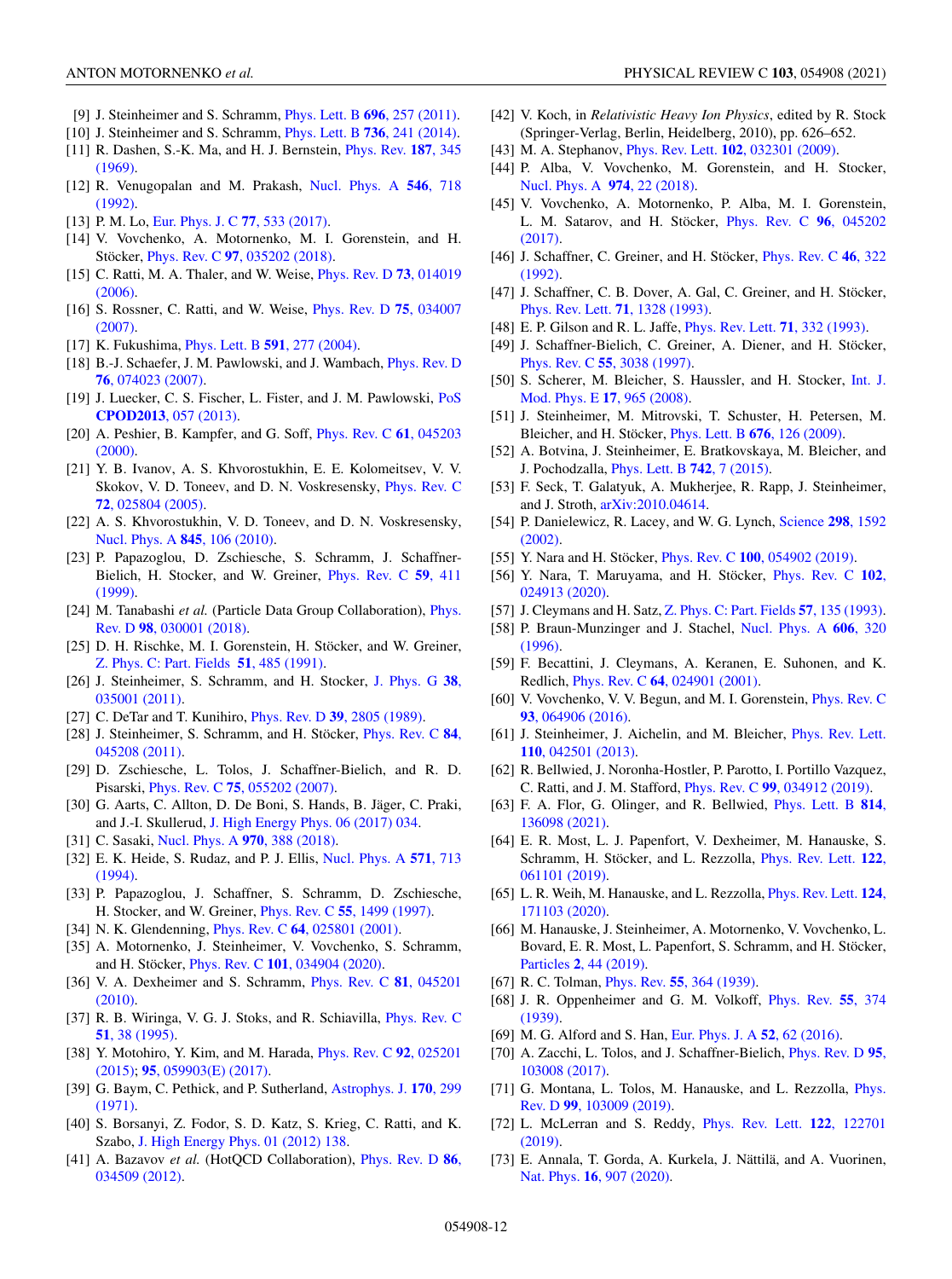[9] J. Steinheimer and S. Schramm, Phys. Lett. B **696**, 257 (2011).

[10] J. Steinheimer and S. Schramm, Phys. Lett. B **736**, 241 (2014).

[11] R. Dashen, S.-K. Ma, and H. J. Bernstein, Phys. Rev. **187**, 345 (1969).

[12] R. Venugopalan and M. Prakash, Nucl. Phys. A **546**, 718 (1992).

[13] P. M. Lo, Eur. Phys. J. C **77**, 533 (2017).

[14] V. Vovchenko, A. Motornenko, M. I. Gorenstein, and H. Stöcker, Phys. Rev. C **97**, 035202 (2018).

[15] C. Ratti, M. A. Thaler, and W. Weise, Phys. Rev. D **73**, 014019 (2006).

[16] S. Rossner, C. Ratti, and W. Weise, Phys. Rev. D **75**, 034007 (2007).

[17] K. Fukushima, Phys. Lett. B **591**, 277 (2004).

[18] B.-J. Schaefer, J. M. Pawlowski, and J. Wambach, Phys. Rev. D **76**, 074023 (2007).

[19] J. Luecker, C. S. Fischer, L. Fister, and J. M. Pawlowski, PoS **CPOD2013**, 057 (2013).

[20] A. Peshier, B. Kampfer, and G. Soff, Phys. Rev. C **61**, 045203 (2000).

[21] Y. B. Ivanov, A. S. Khvorostukhin, E. E. Kolomeitsev, V. V. Skokov, V. D. Toneev, and D. N. Voskresensky, Phys. Rev. C **72**, 025804 (2005).

[22] A. S. Khvorostukhin, V. D. Toneev, and D. N. Voskresensky, Nucl. Phys. A **845**, 106 (2010).

[23] P. Papazoglou, D. Zschiesche, S. Schramm, J. Schaffner-Bielich, H. Stocker, and W. Greiner, Phys. Rev. C **59**, 411 (1999).

[24] M. Tanabashi *et al.* (Particle Data Group Collaboration), Phys. Rev. D **98**, 030001 (2018).

[25] D. H. Rischke, M. I. Gorenstein, H. Stöcker, and W. Greiner, Z. Phys. C: Part. Fields **51**, 485 (1991).

[26] J. Steinheimer, S. Schramm, and H. Stocker, J. Phys. G **38**, 035001 (2011).

[27] C. DeTar and T. Kunihiro, Phys. Rev. D **39**, 2805 (1989).

[28] J. Steinheimer, S. Schramm, and H. Stöcker, Phys. Rev. C **84**, 045208 (2011).

[29] D. Zschiesche, L. Tolos, J. Schaffner-Bielich, and R. D. Pisarski, Phys. Rev. C **75**, 055202 (2007).

[30] G. Aarts, C. Allton, D. De Boni, S. Hands, B. Jäger, C. Praki, and J.-I. Skullerud, J. High Energy Phys. 06 (2017) 034.

[31] C. Sasaki, Nucl. Phys. A **970**, 388 (2018).

[32] E. K. Heide, S. Rudaz, and P. J. Ellis, Nucl. Phys. A **571**, 713 (1994).

[33] P. Papazoglou, J. Schaffner, S. Schramm, D. Zschiesche, H. Stocker, and W. Greiner, Phys. Rev. C **55**, 1499 (1997).

[34] N. K. Glendenning, Phys. Rev. C **64**, 025801 (2001).

[35] A. Motornenko, J. Steinheimer, V. Vovchenko, S. Schramm, and H. Stöcker, Phys. Rev. C **101**, 034904 (2020).

[36] V. A. Dexheimer and S. Schramm, Phys. Rev. C **81**, 045201 (2010).

[37] R. B. Wiringa, V. G. J. Stoks, and R. Schiavilla, Phys. Rev. C **51**, 38 (1995).

[38] Y. Motohiro, Y. Kim, and M. Harada, Phys. Rev. C **92**, 025201 (2015); **95**, 059903(E) (2017).

[39] G. Baym, C. Pethick, and P. Sutherland, Astrophys. J. **170**, 299 (1971).

[40] S. Borsanyi, Z. Fodor, S. D. Katz, S. Krieg, C. Ratti, and K. Szabo, J. High Energy Phys. 01 (2012) 138.

[41] A. Bazavov *et al.* (HotQCD Collaboration), Phys. Rev. D **86**, 034509 (2012).

[42] V. Koch, in *Relativistic Heavy Ion Physics*, edited by R. Stock (Springer-Verlag, Berlin, Heidelberg, 2010), pp. 626–652.

[43] M. A. Stephanov, Phys. Rev. Lett. **102**, 032301 (2009).

[44] P. Alba, V. Vovchenko, M. Gorenstein, and H. Stocker, Nucl. Phys. A **974**, 22 (2018).

[45] V. Vovchenko, A. Motornenko, P. Alba, M. I. Gorenstein, L. M. Satarov, and H. Stöcker, Phys. Rev. C **96**, 045202 (2017).

[46] J. Schaffner, C. Greiner, and H. Stöcker, Phys. Rev. C **46**, 322 (1992).

[47] J. Schaffner, C. B. Dover, A. Gal, C. Greiner, and H. Stöcker, Phys. Rev. Lett. **71**, 1328 (1993).

[48] E. P. Gilson and R. L. Jaffe, Phys. Rev. Lett. **71**, 332 (1993).

[49] J. Schaffner-Bielich, C. Greiner, A. Diener, and H. Stöcker, Phys. Rev. C **55**, 3038 (1997).

[50] S. Scherer, M. Bleicher, S. Haussler, and H. Stocker, Int. J. Mod. Phys. E **17**, 965 (2008).

[51] J. Steinheimer, M. Mitrovski, T. Schuster, H. Petersen, M. Bleicher, and H. Stöcker, Phys. Lett. B **676**, 126 (2009).

[52] A. Botvina, J. Steinheimer, E. Bratkovskaya, M. Bleicher, and J. Pochodzalla, Phys. Lett. B **742**, 7 (2015).

[53] F. Seck, T. Galatyuk, A. Mukherjee, R. Rapp, J. Steinheimer, and J. Stroth, arXiv:2010.04614.

[54] P. Danielewicz, R. Lacey, and W. G. Lynch, Science **298**, 1592 (2002).

[55] Y. Nara and H. Stöcker, Phys. Rev. C **100**, 054902 (2019).

[56] Y. Nara, T. Maruyama, and H. Stöcker, Phys. Rev. C **102**, 024913 (2020).

[57] J. Cleymans and H. Satz, Z. Phys. C: Part. Fields **57**, 135 (1993).

[58] P. Braun-Munzinger and J. Stachel, Nucl. Phys. A **606**, 320 (1996).

[59] F. Becattini, J. Cleymans, A. Keranen, E. Suhonen, and K. Redlich, Phys. Rev. C **64**, 024901 (2001).

[60] V. Vovchenko, V. V. Begun, and M. I. Gorenstein, Phys. Rev. C **93**, 064906 (2016).

[61] J. Steinheimer, J. Aichelin, and M. Bleicher, Phys. Rev. Lett. **110**, 042501 (2013).

[62] R. Bellwied, J. Noronha-Hostler, P. Parotto, I. Portillo Vazquez, C. Ratti, and J. M. Stafford, Phys. Rev. C **99**, 034912 (2019).

[63] F. A. Flor, G. Olinger, and R. Bellwied, Phys. Lett. B **814**, 136098 (2021).

[64] E. R. Most, L. J. Papenfort, V. Dexheimer, M. Hanauske, S. Schramm, H. Stöcker, and L. Rezzolla, Phys. Rev. Lett. **122**, 061101 (2019).

[65] L. R. Weih, M. Hanauske, and L. Rezzolla, Phys. Rev. Lett. **124**, 171103 (2020).

[66] M. Hanauske, J. Steinheimer, A. Motornenko, V. Vovchenko, L. Bovard, E. R. Most, L. Papenfort, S. Schramm, and H. Stöcker, Particles **2**, 44 (2019).

[67] R. C. Tolman, Phys. Rev. **55**, 364 (1939).

[68] J. R. Oppenheimer and G. M. Volkoff, Phys. Rev. **55**, 374 (1939).

[69] M. G. Alford and S. Han, Eur. Phys. J. A **52**, 62 (2016).

[70] A. Zacchi, L. Tolos, and J. Schaffner-Bielich, Phys. Rev. D **95**, 103008 (2017).

[71] G. Montana, L. Tolos, M. Hanauske, and L. Rezzolla, Phys. Rev. D **99**, 103009 (2019).

[72] L. McLerran and S. Reddy, Phys. Rev. Lett. **122**, 122701 (2019).

[73] E. Annala, T. Gorda, A. Kurkela, J. Nättilä, and A. Vuorinen, Nat. Phys. **16**, 907 (2020).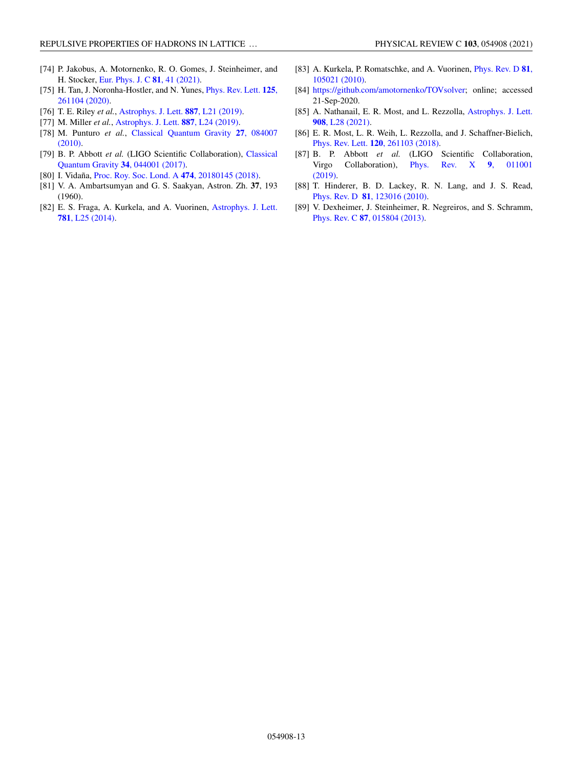[74] P. Jakobus, A. Motornenko, R. O. Gomes, J. Steinheimer, and H. Stocker, Eur. Phys. J. C **81**, 41 (2021).

[75] H. Tan, J. Noronha-Hostler, and N. Yunes, Phys. Rev. Lett. **125**, 261104 (2020).

[76] T. E. Riley *et al.*, Astrophys. J. Lett. **887**, L21 (2019).

[77] M. Miller *et al.*, Astrophys. J. Lett. **887**, L24 (2019).

[78] M. Punturo *et al.*, Classical Quantum Gravity **27**, 084007 (2010).

[79] B. P. Abbott *et al.* (LIGO Scientific Collaboration), Classical Quantum Gravity **34**, 044001 (2017).

[80] I. Vidaña, Proc. Roy. Soc. Lond. A **474**, 20180145 (2018).

[81] V. A. Ambartsumyan and G. S. Saakyan, Astron. Zh. **37**, 193 (1960).

[82] E. S. Fraga, A. Kurkela, and A. Vuorinen, Astrophys. J. Lett. **781**, L25 (2014).

[83] A. Kurkela, P. Romatschke, and A. Vuorinen, Phys. Rev. D **81**, 105021 (2010).

[84] https://github.com/amotornenko/TOVsolver; online; accessed 21-Sep-2020.

[85] A. Nathanail, E. R. Most, and L. Rezzolla, Astrophys. J. Lett. **908**, L28 (2021).

[86] E. R. Most, L. R. Weih, L. Rezzolla, and J. Schaffner-Bielich, Phys. Rev. Lett. **120**, 261103 (2018).

[87] B. P. Abbott *et al.* (LIGO Scientific Collaboration, Virgo Collaboration), Phys. Rev. X **9**, 011001 (2019).

[88] T. Hinderer, B. D. Lackey, R. N. Lang, and J. S. Read, Phys. Rev. D **81**, 123016 (2010).

[89] V. Dexheimer, J. Steinheimer, R. Negreiros, and S. Schramm, Phys. Rev. C **87**, 015804 (2013).